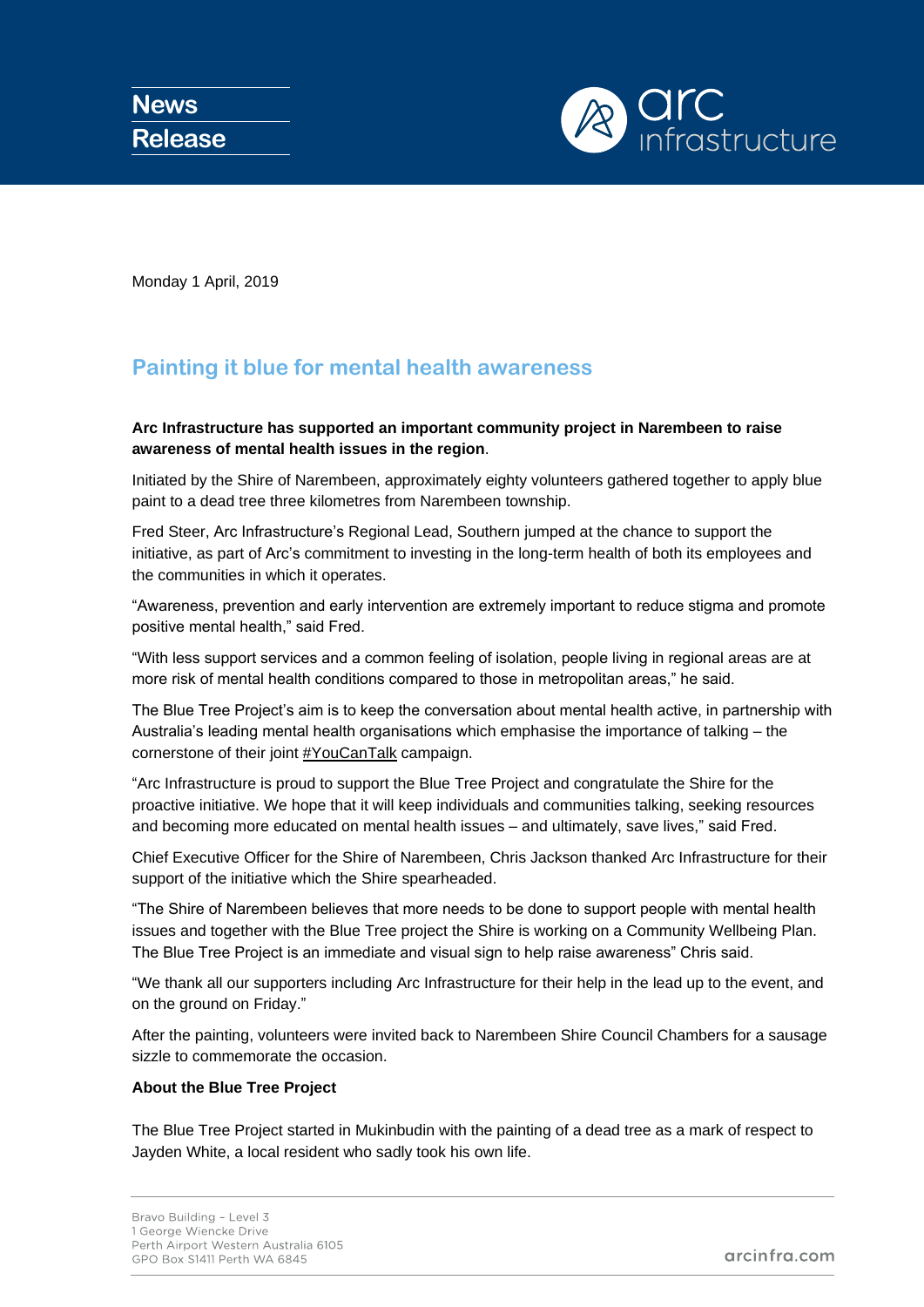News Release

Monday 1 April, 2019

# Painting it blue for mental health awareness

**Arc Infrastructure has supported an important community project in Narembeen to raise awareness of mental health issues in the region**.

Initiated by the Shire of Narembeen, approximately eighty volunteers gathered together to apply blue paint to a dead tree three kilometres from Narembeen township.

Fred Steer, Arc Infrastructure's Regional Lead, Southern jumped at the chance to support the initiative, as part of Arc's commitment to investing in the long-term health of both its employees and the communities in which it operates.

"Awareness, prevention and early intervention are extremely important to reduce stigma and promote positive mental health," said Fred.

"With less support services and a common feeling of isolation, people living in regional areas are at more risk of mental health conditions compared to those in metropolitan areas," he said.

The Blue Tree Project's aim is to keep the conversation about mental health active, in partnership with Australia's leading mental health organisations which emphasise the importance of talking – the cornerstone of their joint #YouCanTalk campaign.

"Arc Infrastructure is proud to support the Blue Tree Project and congratulate the Shire for the proactive initiative. We hope that it will keep individuals and communities talking, seeking resources and becoming more educated on mental health issues – and ultimately, save lives," said Fred.

Chief Executive Officer for the Shire of Narembeen, Chris Jackson thanked Arc Infrastructure for their support of the initiative which the Shire spearheaded.

"The Shire of Narembeen believes that more needs to be done to support people with mental health issues and together with the Blue Tree project the Shire is working on a Community Wellbeing Plan. The Blue Tree Project is an immediate and visual sign to help raise awareness" Chris said.

"We thank all our supporters including Arc Infrastructure for their help in the lead up to the event, and on the ground on Friday."

After the painting, volunteers were invited back to Narembeen Shire Council Chambers for a sausage sizzle to commemorate the occasion.

**About the Blue Tree Project**

The Blue Tree Project started in Mukinbudin with the painting of a dead tree as a mark of respect to Jayden White, a local resident who sadly took his own life.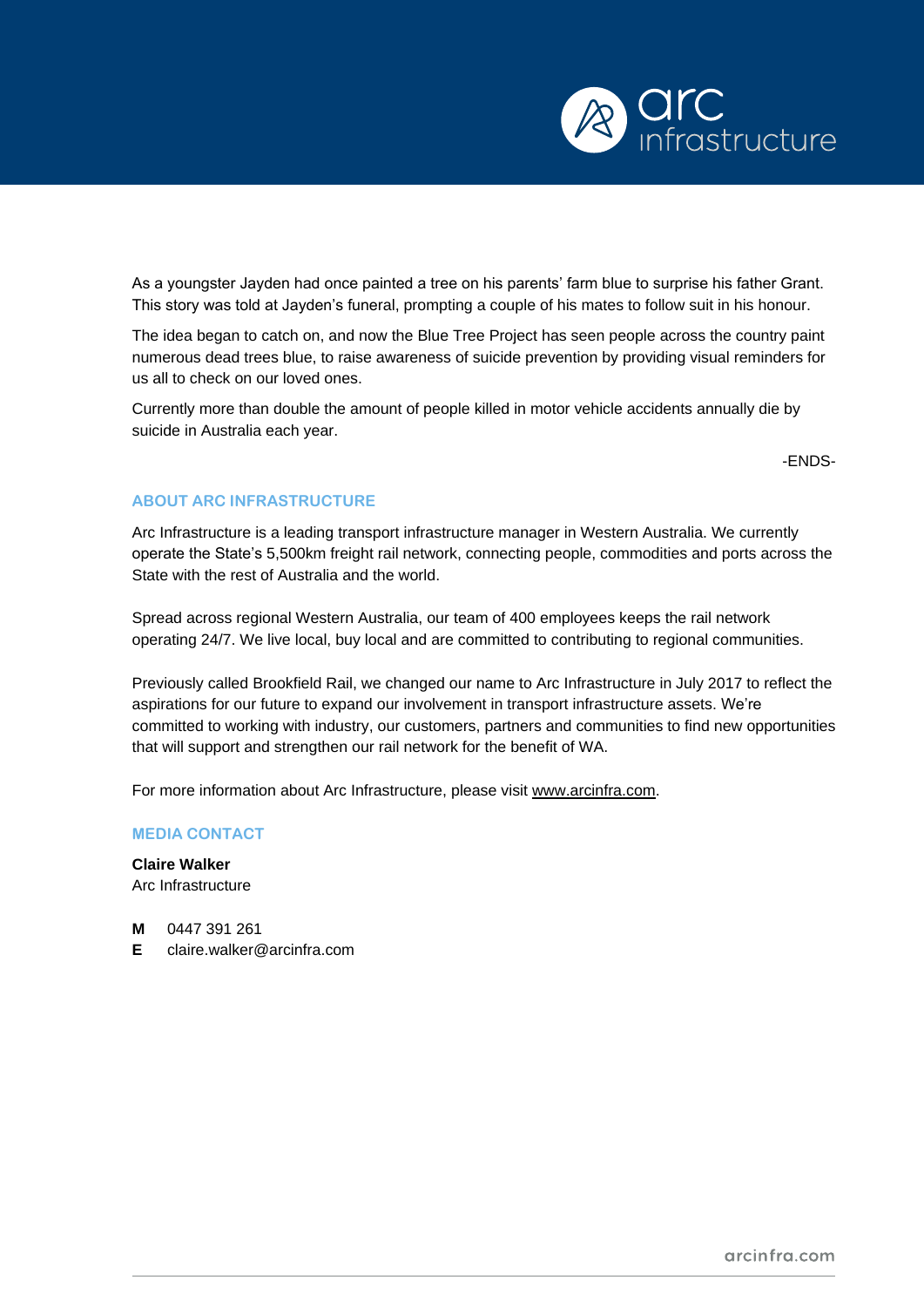As a youngster Jayden had once painted a tree on his parents' farm blue to surprise his father Grant. This story was told at Jayden's funeral, prompting a couple of his mates to follow suit in his honour.

The idea began to catch on, and now the Blue Tree Project has seen people across the country paint numerous dead trees blue, to raise awareness of suicide prevention by providing visual reminders for us all to check on our loved ones.

Currently more than double the amount of people killed in motor vehicle accidents annually die by suicide in Australia each year.

-ENDS-

## ABOUT ARC INFRASTRUCTURE

Arc Infrastructure is a leading transport infrastructure manager in Western Australia. We currently operate the State's 5,500km freight rail network, connecting people, commodities and ports across the State with the rest of Australia and the world.

Spread across regional Western Australia, our team of 400 employees keeps the rail network operating 24/7. We live local, buy local and are committed to contributing to regional communities.

Previously called Brookfield Rail, we changed our name to Arc Infrastructure in July 2017 to reflect the aspirations for our future to expand our involvement in transport infrastructure assets. We're committed to working with industry, our customers, partners and communities to find new opportunities that will support and strengthen our rail network for the benefit of WA.

For more information about Arc Infrastructure, please visit www.arcinfra.com.

## MEDIA CONTACT

**Claire Walker**
Arc Infrastructure

**M** 0447 391 261
**E** claire.walker@arcinfra.com